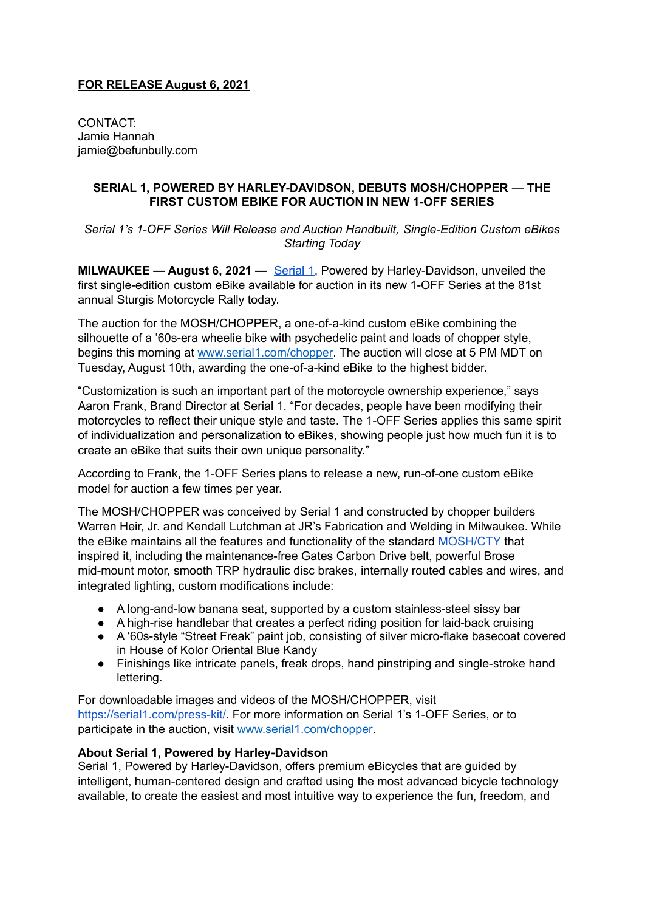**FOR RELEASE August 6, 2021**

CONTACT:
Jamie Hannah
jamie@befunbully.com

**SERIAL 1, POWERED BY HARLEY-DAVIDSON, DEBUTS MOSH/CHOPPER — THE FIRST CUSTOM EBIKE FOR AUCTION IN NEW 1-OFF SERIES**

*Serial 1's 1-OFF Series Will Release and Auction Handbuilt, Single-Edition Custom eBikes Starting Today*

**MILWAUKEE — August 6, 2021 —** [Serial 1](), Powered by Harley-Davidson, unveiled the first single-edition custom eBike available for auction in its new 1-OFF Series at the 81st annual Sturgis Motorcycle Rally today.

The auction for the MOSH/CHOPPER, a one-of-a-kind custom eBike combining the silhouette of a '60s-era wheelie bike with psychedelic paint and loads of chopper style, begins this morning at [www.serial1.com/chopper](www.serial1.com/chopper). The auction will close at 5 PM MDT on Tuesday, August 10th, awarding the one-of-a-kind eBike to the highest bidder.

"Customization is such an important part of the motorcycle ownership experience," says Aaron Frank, Brand Director at Serial 1. "For decades, people have been modifying their motorcycles to reflect their unique style and taste. The 1-OFF Series applies this same spirit of individualization and personalization to eBikes, showing people just how much fun it is to create an eBike that suits their own unique personality."

According to Frank, the 1-OFF Series plans to release a new, run-of-one custom eBike model for auction a few times per year.

The MOSH/CHOPPER was conceived by Serial 1 and constructed by chopper builders Warren Heir, Jr. and Kendall Lutchman at JR's Fabrication and Welding in Milwaukee. While the eBike maintains all the features and functionality of the standard [MOSH/CTY]() that inspired it, including the maintenance-free Gates Carbon Drive belt, powerful Brose mid-mount motor, smooth TRP hydraulic disc brakes, internally routed cables and wires, and integrated lighting, custom modifications include:

- A long-and-low banana seat, supported by a custom stainless-steel sissy bar
- A high-rise handlebar that creates a perfect riding position for laid-back cruising
- A '60s-style "Street Freak" paint job, consisting of silver micro-flake basecoat covered in House of Kolor Oriental Blue Kandy
- Finishings like intricate panels, freak drops, hand pinstriping and single-stroke hand lettering.

For downloadable images and videos of the MOSH/CHOPPER, visit [https://serial1.com/press-kit/](https://serial1.com/press-kit/). For more information on Serial 1's 1-OFF Series, or to participate in the auction, visit [www.serial1.com/chopper](www.serial1.com/chopper).

**About Serial 1, Powered by Harley-Davidson**
Serial 1, Powered by Harley-Davidson, offers premium eBicycles that are guided by intelligent, human-centered design and crafted using the most advanced bicycle technology available, to create the easiest and most intuitive way to experience the fun, freedom, and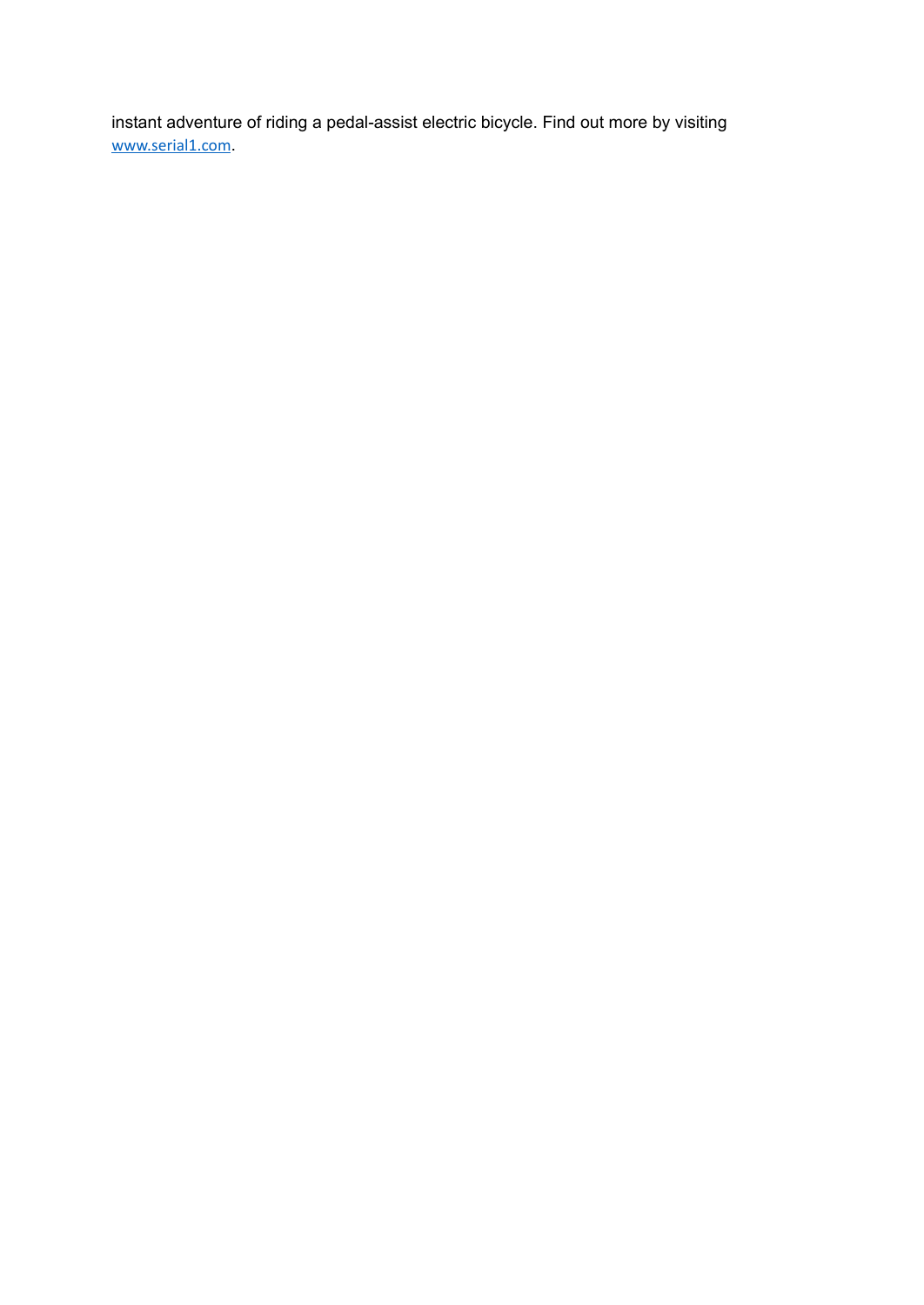instant adventure of riding a pedal-assist electric bicycle. Find out more by visiting www.serial1.com.